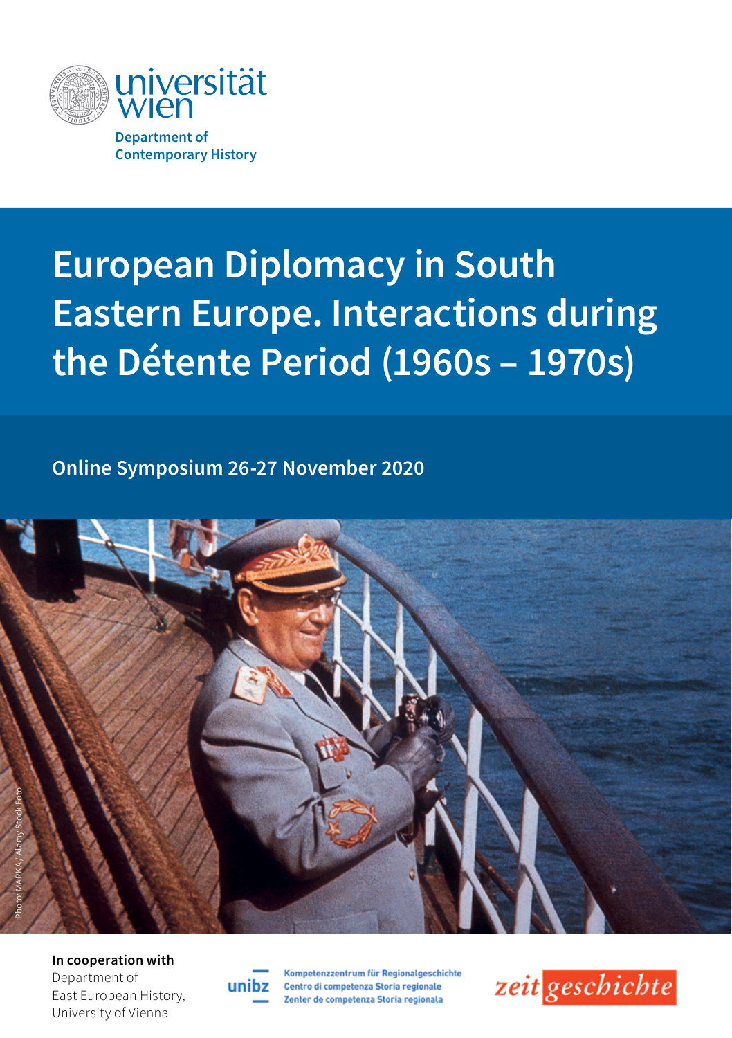universität wien

Department of Contemporary History

# European Diplomacy in South Eastern Europe. Interactions during the Détente Period (1960s – 1970s)

## Online Symposium 26-27 November 2020

Photo: MARKA / Alamy Stock Foto

**In cooperation with**
Department of
East European History,
University of Vienna

unibz
Kompetenzzentrum für Regionalgeschichte
Centro di competenza Storia regionale
Zenter de competenza Storia regionala

zeitgeschichte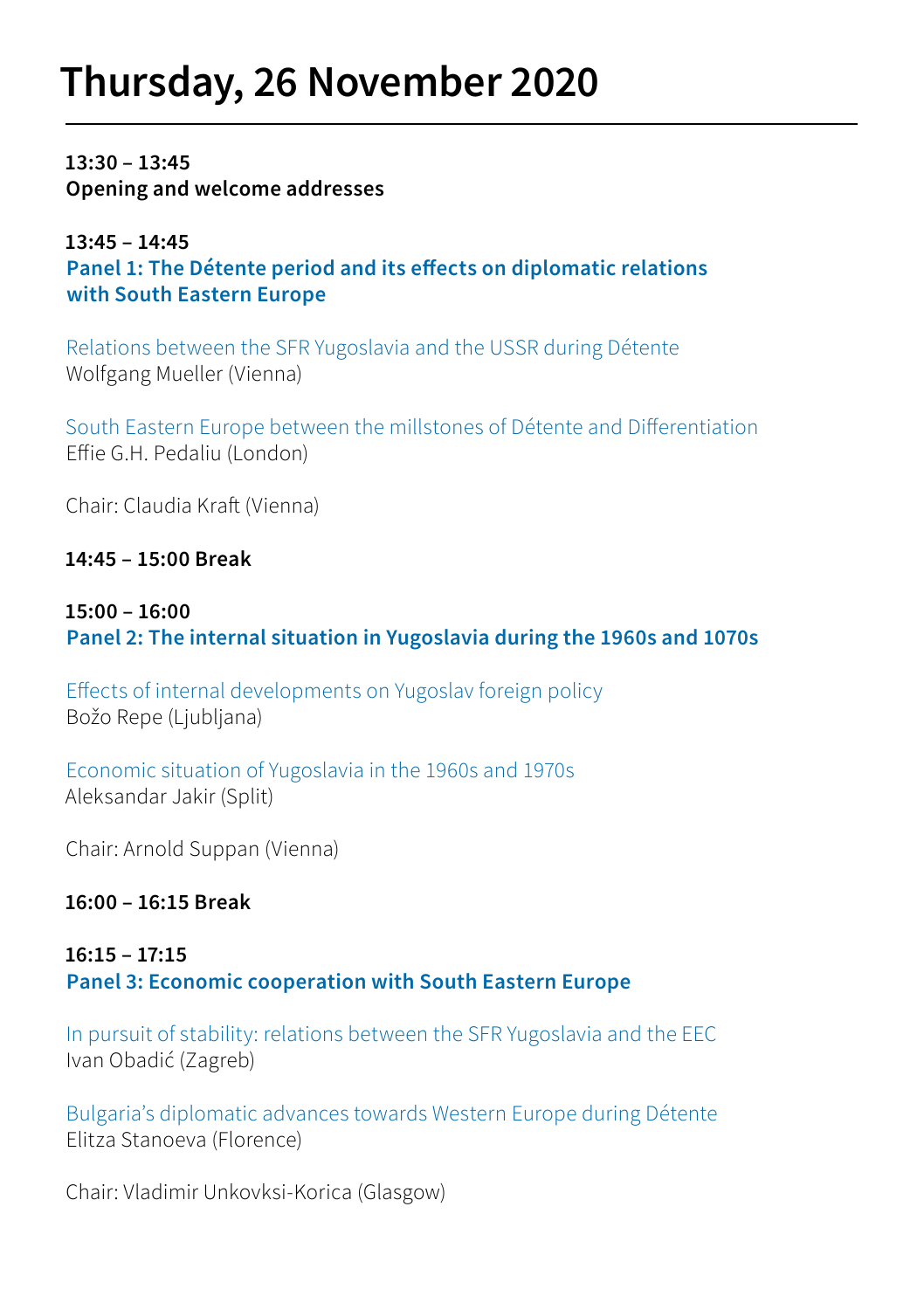# Thursday, 26 November 2020

**13:30 – 13:45**
**Opening and welcome addresses**

**13:45 – 14:45**
**Panel 1: The Détente period and its effects on diplomatic relations with South Eastern Europe**

Relations between the SFR Yugoslavia and the USSR during Détente
Wolfgang Mueller (Vienna)

South Eastern Europe between the millstones of Détente and Differentiation
Effie G.H. Pedaliu (London)

Chair: Claudia Kraft (Vienna)

**14:45 – 15:00 Break**

**15:00 – 16:00**
**Panel 2: The internal situation in Yugoslavia during the 1960s and 1070s**

Effects of internal developments on Yugoslav foreign policy
Božo Repe (Ljubljana)

Economic situation of Yugoslavia in the 1960s and 1970s
Aleksandar Jakir (Split)

Chair: Arnold Suppan (Vienna)

**16:00 – 16:15 Break**

**16:15 – 17:15**
**Panel 3: Economic cooperation with South Eastern Europe**

In pursuit of stability: relations between the SFR Yugoslavia and the EEC
Ivan Obadić (Zagreb)

Bulgaria's diplomatic advances towards Western Europe during Détente
Elitza Stanoeva (Florence)

Chair: Vladimir Unkovksi-Korica (Glasgow)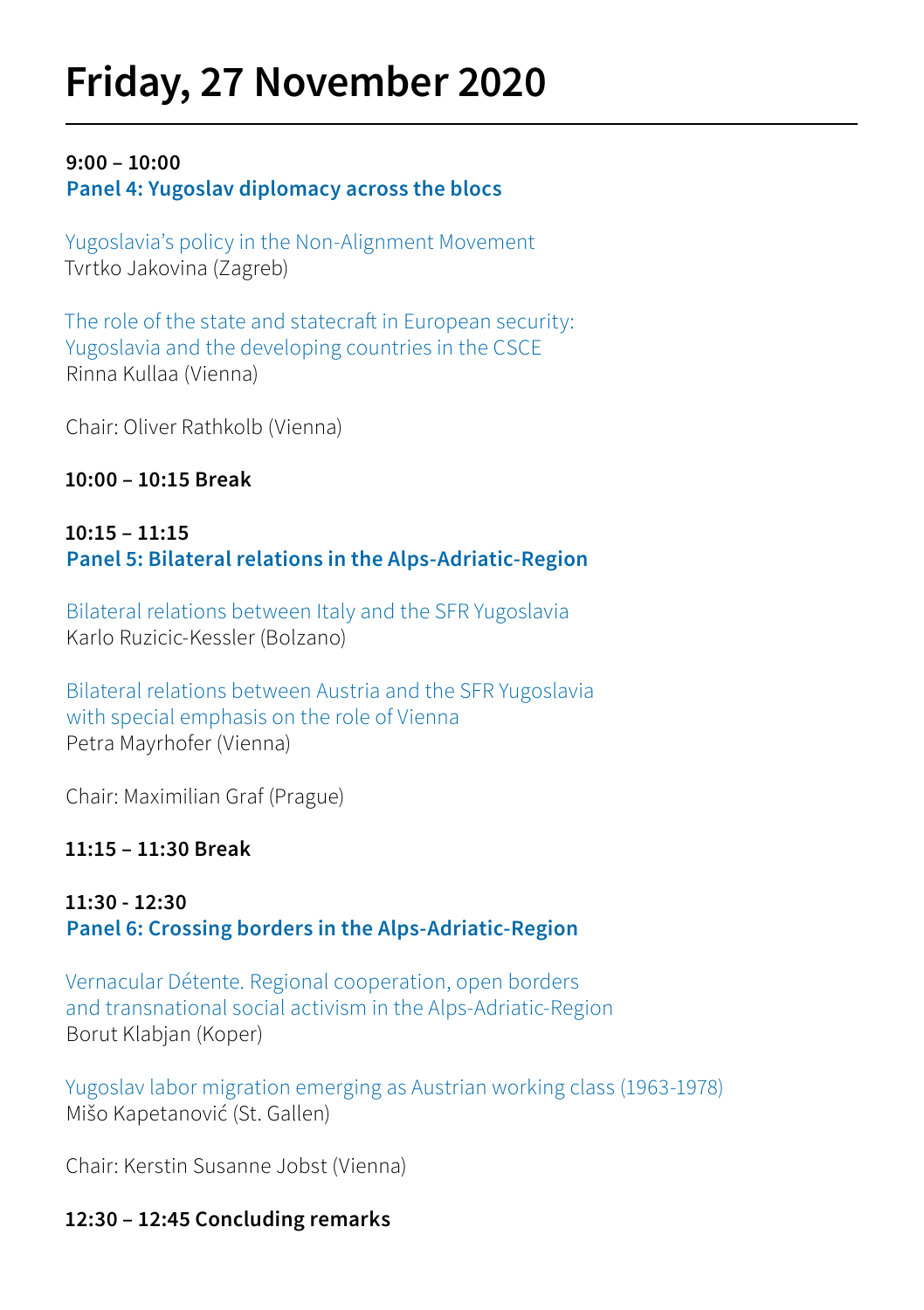# Friday, 27 November 2020

**9:00 – 10:00**
**Panel 4: Yugoslav diplomacy across the blocs**

Yugoslavia's policy in the Non-Alignment Movement
Tvrtko Jakovina (Zagreb)

The role of the state and statecraft in European security:
Yugoslavia and the developing countries in the CSCE
Rinna Kullaa (Vienna)

Chair: Oliver Rathkolb (Vienna)

**10:00 – 10:15 Break**

**10:15 – 11:15**
**Panel 5: Bilateral relations in the Alps-Adriatic-Region**

Bilateral relations between Italy and the SFR Yugoslavia
Karlo Ruzicic-Kessler (Bolzano)

Bilateral relations between Austria and the SFR Yugoslavia
with special emphasis on the role of Vienna
Petra Mayrhofer (Vienna)

Chair: Maximilian Graf (Prague)

**11:15 – 11:30 Break**

**11:30 - 12:30**
**Panel 6: Crossing borders in the Alps-Adriatic-Region**

Vernacular Détente. Regional cooperation, open borders
and transnational social activism in the Alps-Adriatic-Region
Borut Klabjan (Koper)

Yugoslav labor migration emerging as Austrian working class (1963-1978)
Mišo Kapetanović (St. Gallen)

Chair: Kerstin Susanne Jobst (Vienna)

**12:30 – 12:45 Concluding remarks**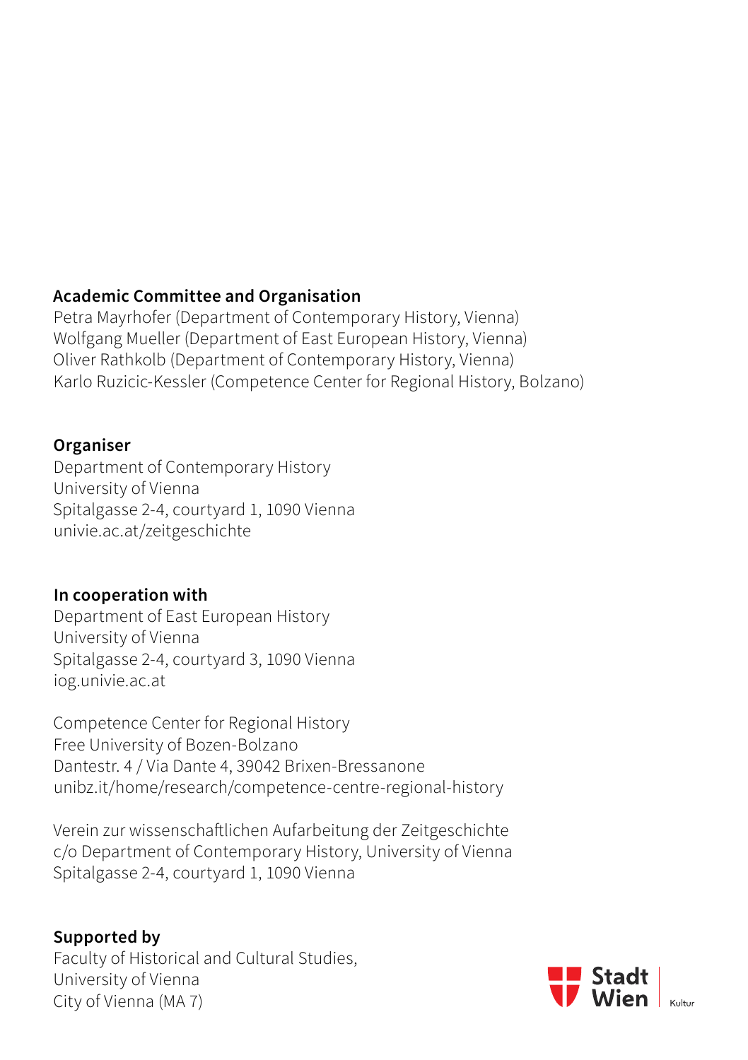**Academic Committee and Organisation**

Petra Mayrhofer (Department of Contemporary History, Vienna)
Wolfgang Mueller (Department of East European History, Vienna)
Oliver Rathkolb (Department of Contemporary History, Vienna)
Karlo Ruzicic-Kessler (Competence Center for Regional History, Bolzano)

**Organiser**

Department of Contemporary History
University of Vienna
Spitalgasse 2-4, courtyard 1, 1090 Vienna
univie.ac.at/zeitgeschichte

**In cooperation with**

Department of East European History
University of Vienna
Spitalgasse 2-4, courtyard 3, 1090 Vienna
iog.univie.ac.at

Competence Center for Regional History
Free University of Bozen-Bolzano
Dantestr. 4 / Via Dante 4, 39042 Brixen-Bressanone
unibz.it/home/research/competence-centre-regional-history

Verein zur wissenschaftlichen Aufarbeitung der Zeitgeschichte
c/o Department of Contemporary History, University of Vienna
Spitalgasse 2-4, courtyard 1, 1090 Vienna

**Supported by**

Faculty of Historical and Cultural Studies,
University of Vienna
City of Vienna (MA 7)

Stadt Wien | Kultur